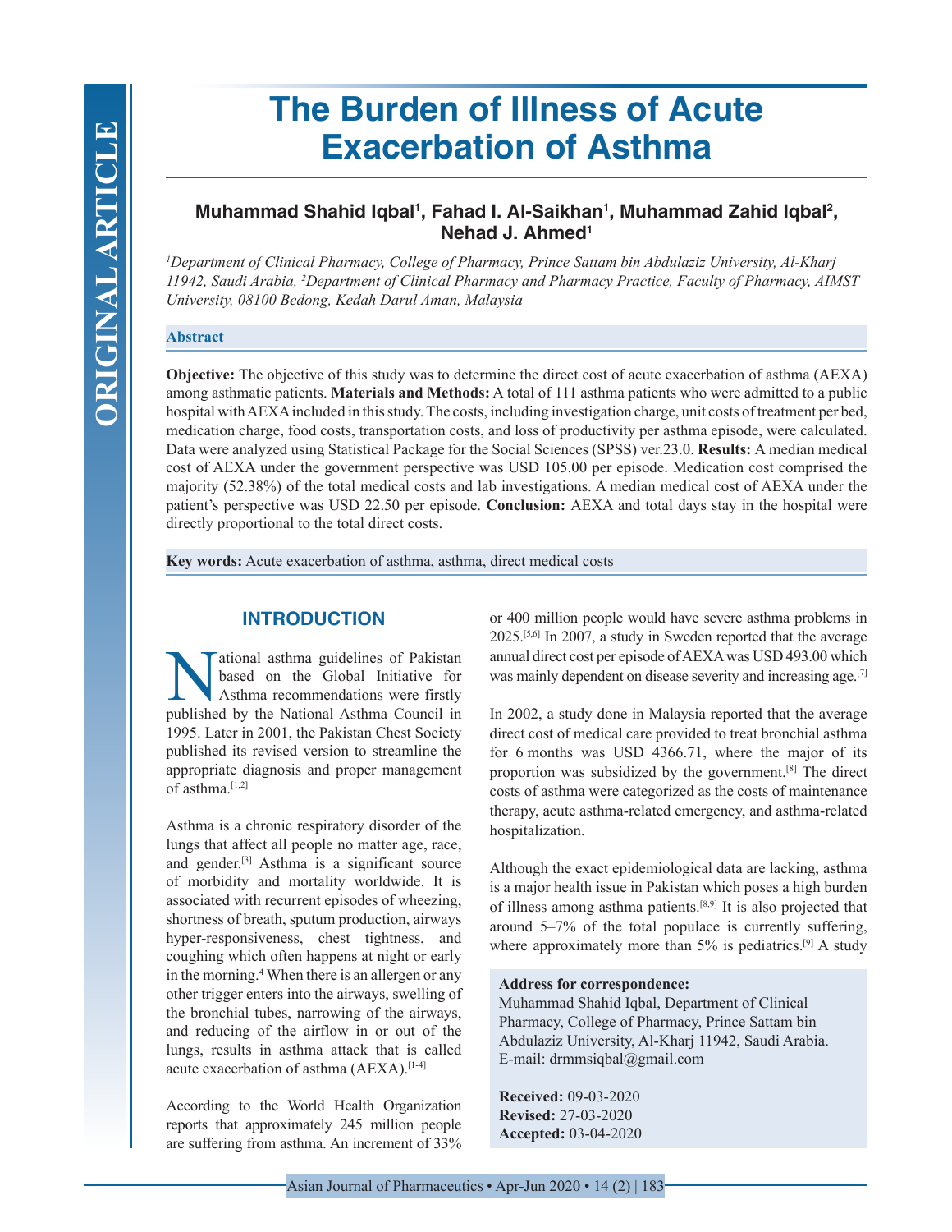ORIGINAL ARTICLE

# The Burden of Illness of Acute Exacerbation of Asthma

**Muhammad Shahid Iqbal[1], Fahad I. Al-Saikhan[1], Muhammad Zahid Iqbal[2], Nehad J. Ahmed[1]**

*[1]Department of Clinical Pharmacy, College of Pharmacy, Prince Sattam bin Abdulaziz University, Al-Kharj 11942, Saudi Arabia, [2]Department of Clinical Pharmacy and Pharmacy Practice, Faculty of Pharmacy, AIMST University, 08100 Bedong, Kedah Darul Aman, Malaysia*

## Abstract

**Objective:** The objective of this study was to determine the direct cost of acute exacerbation of asthma (AEXA) among asthmatic patients. **Materials and Methods:** A total of 111 asthma patients who were admitted to a public hospital with AEXA included in this study. The costs, including investigation charge, unit costs of treatment per bed, medication charge, food costs, transportation costs, and loss of productivity per asthma episode, were calculated. Data were analyzed using Statistical Package for the Social Sciences (SPSS) ver.23.0. **Results:** A median medical cost of AEXA under the government perspective was USD 105.00 per episode. Medication cost comprised the majority (52.38%) of the total medical costs and lab investigations. A median medical cost of AEXA under the patient's perspective was USD 22.50 per episode. **Conclusion:** AEXA and total days stay in the hospital were directly proportional to the total direct costs.

**Key words:** Acute exacerbation of asthma, asthma, direct medical costs

## INTRODUCTION

National asthma guidelines of Pakistan based on the Global Initiative for Asthma recommendations were firstly published by the National Asthma Council in 1995. Later in 2001, the Pakistan Chest Society published its revised version to streamline the appropriate diagnosis and proper management of asthma.[1,2]

Asthma is a chronic respiratory disorder of the lungs that affect all people no matter age, race, and gender.[3] Asthma is a significant source of morbidity and mortality worldwide. It is associated with recurrent episodes of wheezing, shortness of breath, sputum production, airways hyper-responsiveness, chest tightness, and coughing which often happens at night or early in the morning.[4] When there is an allergen or any other trigger enters into the airways, swelling of the bronchial tubes, narrowing of the airways, and reducing of the airflow in or out of the lungs, results in asthma attack that is called acute exacerbation of asthma (AEXA).[1-4]

According to the World Health Organization reports that approximately 245 million people are suffering from asthma. An increment of 33% or 400 million people would have severe asthma problems in 2025.[5,6] In 2007, a study in Sweden reported that the average annual direct cost per episode of AEXA was USD 493.00 which was mainly dependent on disease severity and increasing age.[7]

In 2002, a study done in Malaysia reported that the average direct cost of medical care provided to treat bronchial asthma for 6 months was USD 4366.71, where the major of its proportion was subsidized by the government.[8] The direct costs of asthma were categorized as the costs of maintenance therapy, acute asthma-related emergency, and asthma-related hospitalization.

Although the exact epidemiological data are lacking, asthma is a major health issue in Pakistan which poses a high burden of illness among asthma patients.[8,9] It is also projected that around 5–7% of the total populace is currently suffering, where approximately more than 5% is pediatrics.[9] A study

**Address for correspondence:**
Muhammad Shahid Iqbal, Department of Clinical Pharmacy, College of Pharmacy, Prince Sattam bin Abdulaziz University, Al-Kharj 11942, Saudi Arabia.
E-mail: drmmsiqbal@gmail.com

**Received:** 09-03-2020
**Revised:** 27-03-2020
**Accepted:** 03-04-2020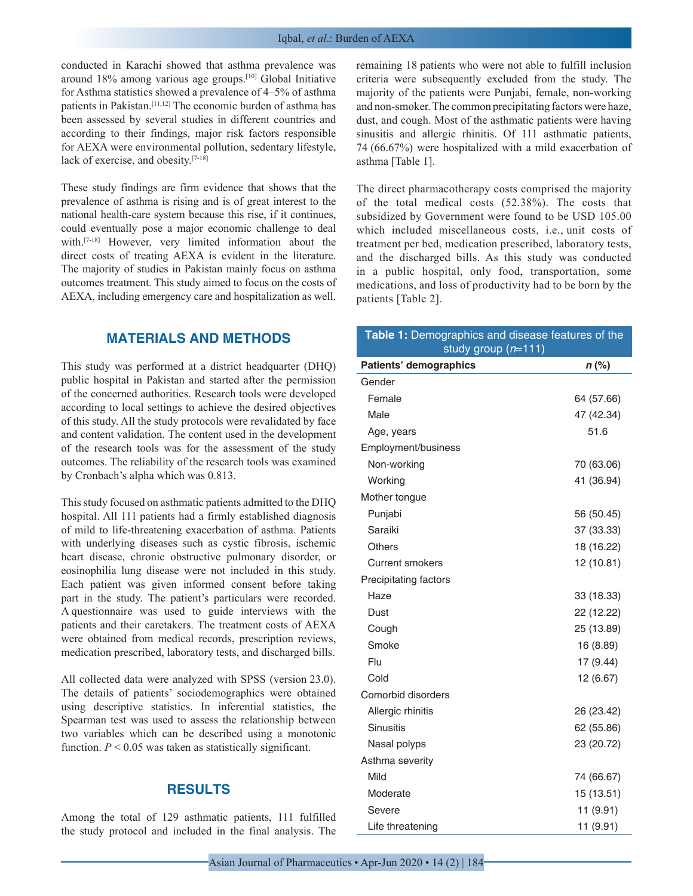conducted in Karachi showed that asthma prevalence was around 18% among various age groups.[10] Global Initiative for Asthma statistics showed a prevalence of 4–5% of asthma patients in Pakistan.[11,12] The economic burden of asthma has been assessed by several studies in different countries and according to their findings, major risk factors responsible for AEXA were environmental pollution, sedentary lifestyle, lack of exercise, and obesity.[7-18]

These study findings are firm evidence that shows that the prevalence of asthma is rising and is of great interest to the national health-care system because this rise, if it continues, could eventually pose a major economic challenge to deal with.[7-18] However, very limited information about the direct costs of treating AEXA is evident in the literature. The majority of studies in Pakistan mainly focus on asthma outcomes treatment. This study aimed to focus on the costs of AEXA, including emergency care and hospitalization as well.

## MATERIALS AND METHODS

This study was performed at a district headquarter (DHQ) public hospital in Pakistan and started after the permission of the concerned authorities. Research tools were developed according to local settings to achieve the desired objectives of this study. All the study protocols were revalidated by face and content validation. The content used in the development of the research tools was for the assessment of the study outcomes. The reliability of the research tools was examined by Cronbach's alpha which was 0.813.

This study focused on asthmatic patients admitted to the DHQ hospital. All 111 patients had a firmly established diagnosis of mild to life-threatening exacerbation of asthma. Patients with underlying diseases such as cystic fibrosis, ischemic heart disease, chronic obstructive pulmonary disorder, or eosinophilia lung disease were not included in this study. Each patient was given informed consent before taking part in the study. The patient's particulars were recorded. A questionnaire was used to guide interviews with the patients and their caretakers. The treatment costs of AEXA were obtained from medical records, prescription reviews, medication prescribed, laboratory tests, and discharged bills.

All collected data were analyzed with SPSS (version 23.0). The details of patients' sociodemographics were obtained using descriptive statistics. In inferential statistics, the Spearman test was used to assess the relationship between two variables which can be described using a monotonic function. $P < 0.05$ was taken as statistically significant.

## RESULTS

Among the total of 129 asthmatic patients, 111 fulfilled the study protocol and included in the final analysis. The remaining 18 patients who were not able to fulfill inclusion criteria were subsequently excluded from the study. The majority of the patients were Punjabi, female, non-working and non-smoker. The common precipitating factors were haze, dust, and cough. Most of the asthmatic patients were having sinusitis and allergic rhinitis. Of 111 asthmatic patients, 74 (66.67%) were hospitalized with a mild exacerbation of asthma [Table 1].

The direct pharmacotherapy costs comprised the majority of the total medical costs (52.38%). The costs that subsidized by Government were found to be USD 105.00 which included miscellaneous costs, i.e., unit costs of treatment per bed, medication prescribed, laboratory tests, and the discharged bills. As this study was conducted in a public hospital, only food, transportation, some medications, and loss of productivity had to be born by the patients [Table 2].

**Table 1:** Demographics and disease features of the study group ($n$=111)

| Patients' demographics | *n* (%) |
|---|---|
| Gender | |
| Female | 64 (57.66) |
| Male | 47 (42.34) |
| Age, years | 51.6 |
| Employment/business | |
| Non-working | 70 (63.06) |
| Working | 41 (36.94) |
| Mother tongue | |
| Punjabi | 56 (50.45) |
| Saraiki | 37 (33.33) |
| Others | 18 (16.22) |
| Current smokers | 12 (10.81) |
| Precipitating factors | |
| Haze | 33 (18.33) |
| Dust | 22 (12.22) |
| Cough | 25 (13.89) |
| Smoke | 16 (8.89) |
| Flu | 17 (9.44) |
| Cold | 12 (6.67) |
| Comorbid disorders | |
| Allergic rhinitis | 26 (23.42) |
| Sinusitis | 62 (55.86) |
| Nasal polyps | 23 (20.72) |
| Asthma severity | |
| Mild | 74 (66.67) |
| Moderate | 15 (13.51) |
| Severe | 11 (9.91) |
| Life threatening | 11 (9.91) |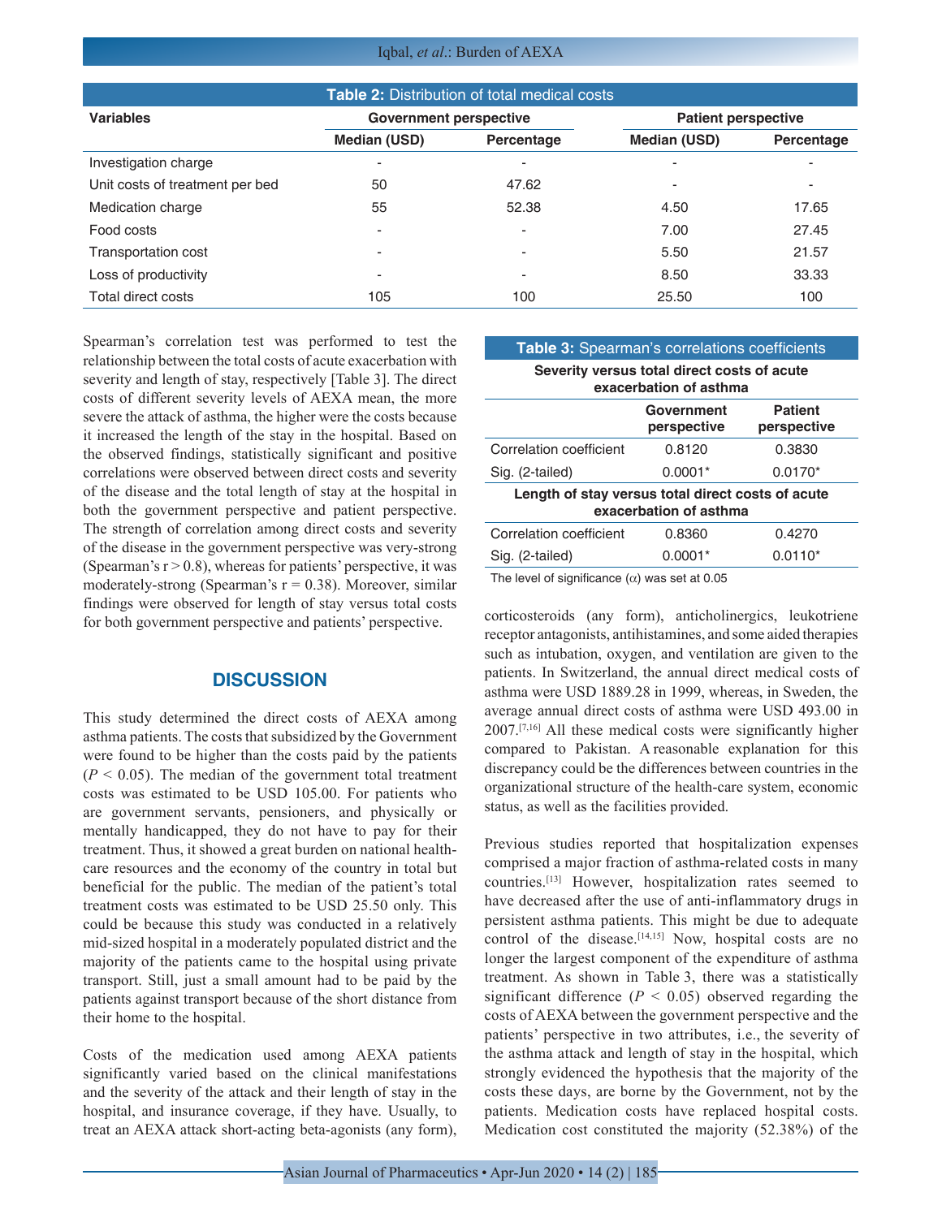**Table 2:** Distribution of total medical costs

| Variables | Government perspective | | Patient perspective | |
|---|---|---|---|---|
| | Median (USD) | Percentage | Median (USD) | Percentage |
| Investigation charge | - | - | - | - |
| Unit costs of treatment per bed | 50 | 47.62 | - | - |
| Medication charge | 55 | 52.38 | 4.50 | 17.65 |
| Food costs | - | - | 7.00 | 27.45 |
| Transportation cost | - | - | 5.50 | 21.57 |
| Loss of productivity | - | - | 8.50 | 33.33 |
| Total direct costs | 105 | 100 | 25.50 | 100 |

Spearman's correlation test was performed to test the relationship between the total costs of acute exacerbation with severity and length of stay, respectively [Table 3]. The direct costs of different severity levels of AEXA mean, the more severe the attack of asthma, the higher were the costs because it increased the length of the stay in the hospital. Based on the observed findings, statistically significant and positive correlations were observed between direct costs and severity of the disease and the total length of stay at the hospital in both the government perspective and patient perspective. The strength of correlation among direct costs and severity of the disease in the government perspective was very-strong (Spearman's $r > 0.8$), whereas for patients' perspective, it was moderately-strong (Spearman's $r = 0.38$). Moreover, similar findings were observed for length of stay versus total costs for both government perspective and patients' perspective.

**Table 3:** Spearman's correlations coefficients

| Severity versus total direct costs of acute exacerbation of asthma | | |
|---|---|---|
| | Government perspective | Patient perspective |
| Correlation coefficient | 0.8120 | 0.3830 |
| Sig. (2-tailed) | 0.0001* | 0.0170* |
| **Length of stay versus total direct costs of acute exacerbation of asthma** | | |
| Correlation coefficient | 0.8360 | 0.4270 |
| Sig. (2-tailed) | 0.0001* | 0.0110* |

The level of significance ($\alpha$) was set at 0.05

## DISCUSSION

This study determined the direct costs of AEXA among asthma patients. The costs that subsidized by the Government were found to be higher than the costs paid by the patients ($P < 0.05$). The median of the government total treatment costs was estimated to be USD 105.00. For patients who are government servants, pensioners, and physically or mentally handicapped, they do not have to pay for their treatment. Thus, it showed a great burden on national health-care resources and the economy of the country in total but beneficial for the public. The median of the patient's total treatment costs was estimated to be USD 25.50 only. This could be because this study was conducted in a relatively mid-sized hospital in a moderately populated district and the majority of the patients came to the hospital using private transport. Still, just a small amount had to be paid by the patients against transport because of the short distance from their home to the hospital.

Costs of the medication used among AEXA patients significantly varied based on the clinical manifestations and the severity of the attack and their length of stay in the hospital, and insurance coverage, if they have. Usually, to treat an AEXA attack short-acting beta-agonists (any form), corticosteroids (any form), anticholinergics, leukotriene receptor antagonists, antihistamines, and some aided therapies such as intubation, oxygen, and ventilation are given to the patients. In Switzerland, the annual direct medical costs of asthma were USD 1889.28 in 1999, whereas, in Sweden, the average annual direct costs of asthma were USD 493.00 in 2007.[7,16] All these medical costs were significantly higher compared to Pakistan. A reasonable explanation for this discrepancy could be the differences between countries in the organizational structure of the health-care system, economic status, as well as the facilities provided.

Previous studies reported that hospitalization expenses comprised a major fraction of asthma-related costs in many countries.[13] However, hospitalization rates seemed to have decreased after the use of anti-inflammatory drugs in persistent asthma patients. This might be due to adequate control of the disease.[14,15] Now, hospital costs are no longer the largest component of the expenditure of asthma treatment. As shown in Table 3, there was a statistically significant difference ($P < 0.05$) observed regarding the costs of AEXA between the government perspective and the patients' perspective in two attributes, i.e., the severity of the asthma attack and length of stay in the hospital, which strongly evidenced the hypothesis that the majority of the costs these days, are borne by the Government, not by the patients. Medication costs have replaced hospital costs. Medication cost constituted the majority (52.38%) of the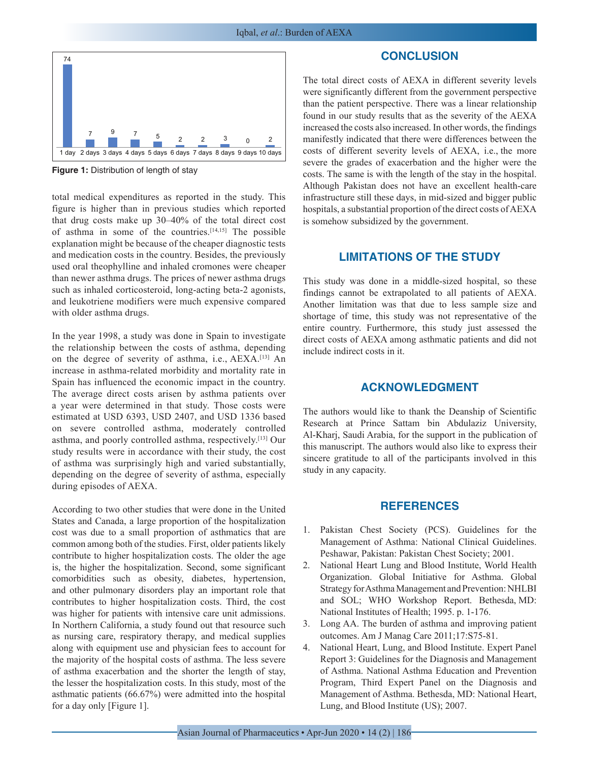Figure 1: Distribution of length of stay

total medical expenditures as reported in the study. This figure is higher than in previous studies which reported that drug costs make up 30–40% of the total direct cost of asthma in some of the countries.[14,15] The possible explanation might be because of the cheaper diagnostic tests and medication costs in the country. Besides, the previously used oral theophylline and inhaled cromones were cheaper than newer asthma drugs. The prices of newer asthma drugs such as inhaled corticosteroid, long-acting beta-2 agonists, and leukotriene modifiers were much expensive compared with older asthma drugs.

In the year 1998, a study was done in Spain to investigate the relationship between the costs of asthma, depending on the degree of severity of asthma, i.e., AEXA.[13] An increase in asthma-related morbidity and mortality rate in Spain has influenced the economic impact in the country. The average direct costs arisen by asthma patients over a year were determined in that study. Those costs were estimated at USD 6393, USD 2407, and USD 1336 based on severe controlled asthma, moderately controlled asthma, and poorly controlled asthma, respectively.[13] Our study results were in accordance with their study, the cost of asthma was surprisingly high and varied substantially, depending on the degree of severity of asthma, especially during episodes of AEXA.

According to two other studies that were done in the United States and Canada, a large proportion of the hospitalization cost was due to a small proportion of asthmatics that are common among both of the studies. First, older patients likely contribute to higher hospitalization costs. The older the age is, the higher the hospitalization. Second, some significant comorbidities such as obesity, diabetes, hypertension, and other pulmonary disorders play an important role that contributes to higher hospitalization costs. Third, the cost was higher for patients with intensive care unit admissions. In Northern California, a study found out that resource such as nursing care, respiratory therapy, and medical supplies along with equipment use and physician fees to account for the majority of the hospital costs of asthma. The less severe of asthma exacerbation and the shorter the length of stay, the lesser the hospitalization costs. In this study, most of the asthmatic patients (66.67%) were admitted into the hospital for a day only [Figure 1].

## CONCLUSION

The total direct costs of AEXA in different severity levels were significantly different from the government perspective than the patient perspective. There was a linear relationship found in our study results that as the severity of the AEXA increased the costs also increased. In other words, the findings manifestly indicated that there were differences between the costs of different severity levels of AEXA, i.e., the more severe the grades of exacerbation and the higher were the costs. The same is with the length of the stay in the hospital. Although Pakistan does not have an excellent health-care infrastructure still these days, in mid-sized and bigger public hospitals, a substantial proportion of the direct costs of AEXA is somehow subsidized by the government.

## LIMITATIONS OF THE STUDY

This study was done in a middle-sized hospital, so these findings cannot be extrapolated to all patients of AEXA. Another limitation was that due to less sample size and shortage of time, this study was not representative of the entire country. Furthermore, this study just assessed the direct costs of AEXA among asthmatic patients and did not include indirect costs in it.

## ACKNOWLEDGMENT

The authors would like to thank the Deanship of Scientific Research at Prince Sattam bin Abdulaziz University, Al-Kharj, Saudi Arabia, for the support in the publication of this manuscript. The authors would also like to express their sincere gratitude to all of the participants involved in this study in any capacity.

## REFERENCES

1. Pakistan Chest Society (PCS). Guidelines for the Management of Asthma: National Clinical Guidelines. Peshawar, Pakistan: Pakistan Chest Society; 2001.
2. National Heart Lung and Blood Institute, World Health Organization. Global Initiative for Asthma. Global Strategy for Asthma Management and Prevention: NHLBI and SOL; WHO Workshop Report. Bethesda, MD: National Institutes of Health; 1995. p. 1-176.
3. Long AA. The burden of asthma and improving patient outcomes. Am J Manag Care 2011;17:S75-81.
4. National Heart, Lung, and Blood Institute. Expert Panel Report 3: Guidelines for the Diagnosis and Management of Asthma. National Asthma Education and Prevention Program, Third Expert Panel on the Diagnosis and Management of Asthma. Bethesda, MD: National Heart, Lung, and Blood Institute (US); 2007.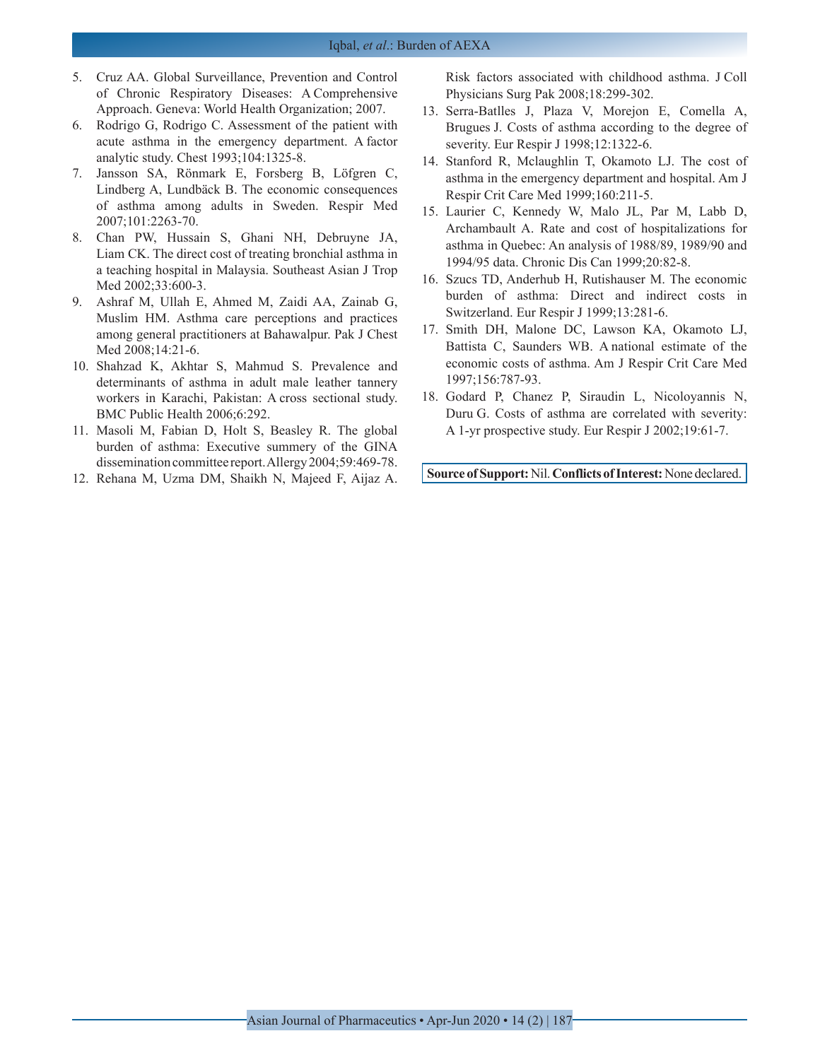5. Cruz AA. Global Surveillance, Prevention and Control of Chronic Respiratory Diseases: A Comprehensive Approach. Geneva: World Health Organization; 2007.
6. Rodrigo G, Rodrigo C. Assessment of the patient with acute asthma in the emergency department. A factor analytic study. Chest 1993;104:1325-8.
7. Jansson SA, Rönmark E, Forsberg B, Löfgren C, Lindberg A, Lundbäck B. The economic consequences of asthma among adults in Sweden. Respir Med 2007;101:2263-70.
8. Chan PW, Hussain S, Ghani NH, Debruyne JA, Liam CK. The direct cost of treating bronchial asthma in a teaching hospital in Malaysia. Southeast Asian J Trop Med 2002;33:600-3.
9. Ashraf M, Ullah E, Ahmed M, Zaidi AA, Zainab G, Muslim HM. Asthma care perceptions and practices among general practitioners at Bahawalpur. Pak J Chest Med 2008;14:21-6.
10. Shahzad K, Akhtar S, Mahmud S. Prevalence and determinants of asthma in adult male leather tannery workers in Karachi, Pakistan: A cross sectional study. BMC Public Health 2006;6:292.
11. Masoli M, Fabian D, Holt S, Beasley R. The global burden of asthma: Executive summery of the GINA dissemination committee report. Allergy 2004;59:469-78.
12. Rehana M, Uzma DM, Shaikh N, Majeed F, Aijaz A. Risk factors associated with childhood asthma. J Coll Physicians Surg Pak 2008;18:299-302.
13. Serra-Batlles J, Plaza V, Morejon E, Comella A, Brugues J. Costs of asthma according to the degree of severity. Eur Respir J 1998;12:1322-6.
14. Stanford R, Mclaughlin T, Okamoto LJ. The cost of asthma in the emergency department and hospital. Am J Respir Crit Care Med 1999;160:211-5.
15. Laurier C, Kennedy W, Malo JL, Par M, Labb D, Archambault A. Rate and cost of hospitalizations for asthma in Quebec: An analysis of 1988/89, 1989/90 and 1994/95 data. Chronic Dis Can 1999;20:82-8.
16. Szucs TD, Anderhub H, Rutishauser M. The economic burden of asthma: Direct and indirect costs in Switzerland. Eur Respir J 1999;13:281-6.
17. Smith DH, Malone DC, Lawson KA, Okamoto LJ, Battista C, Saunders WB. A national estimate of the economic costs of asthma. Am J Respir Crit Care Med 1997;156:787-93.
18. Godard P, Chanez P, Siraudin L, Nicoloyannis N, Duru G. Costs of asthma are correlated with severity: A 1-yr prospective study. Eur Respir J 2002;19:61-7.

**Source of Support:** Nil. **Conflicts of Interest:** None declared.